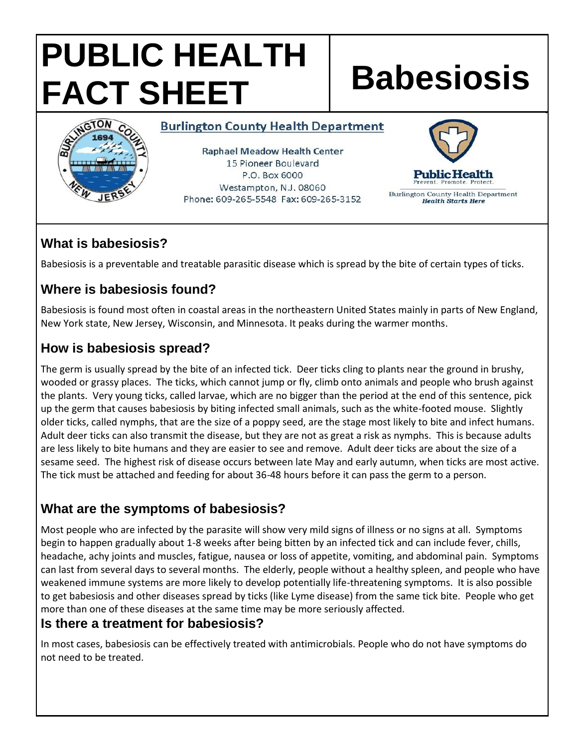# PUBLIC HEALTH FACT SHEET

# Babesiosis

**Burlington County Health Department**

Raphael Meadow Health Center
15 Pioneer Boulevard
P.O. Box 6000
Westampton, N.J. 08060
Phone: 609-265-5548 Fax: 609-265-3152

Public Health
Prevent. Promote. Protect.
Burlington County Health Department
*Health Starts Here*

## What is babesiosis?

Babesiosis is a preventable and treatable parasitic disease which is spread by the bite of certain types of ticks.

## Where is babesiosis found?

Babesiosis is found most often in coastal areas in the northeastern United States mainly in parts of New England, New York state, New Jersey, Wisconsin, and Minnesota. It peaks during the warmer months.

## How is babesiosis spread?

The germ is usually spread by the bite of an infected tick. Deer ticks cling to plants near the ground in brushy, wooded or grassy places. The ticks, which cannot jump or fly, climb onto animals and people who brush against the plants. Very young ticks, called larvae, which are no bigger than the period at the end of this sentence, pick up the germ that causes babesiosis by biting infected small animals, such as the white-footed mouse. Slightly older ticks, called nymphs, that are the size of a poppy seed, are the stage most likely to bite and infect humans. Adult deer ticks can also transmit the disease, but they are not as great a risk as nymphs. This is because adults are less likely to bite humans and they are easier to see and remove. Adult deer ticks are about the size of a sesame seed. The highest risk of disease occurs between late May and early autumn, when ticks are most active. The tick must be attached and feeding for about 36-48 hours before it can pass the germ to a person.

## What are the symptoms of babesiosis?

Most people who are infected by the parasite will show very mild signs of illness or no signs at all. Symptoms begin to happen gradually about 1-8 weeks after being bitten by an infected tick and can include fever, chills, headache, achy joints and muscles, fatigue, nausea or loss of appetite, vomiting, and abdominal pain. Symptoms can last from several days to several months. The elderly, people without a healthy spleen, and people who have weakened immune systems are more likely to develop potentially life-threatening symptoms. It is also possible to get babesiosis and other diseases spread by ticks (like Lyme disease) from the same tick bite. People who get more than one of these diseases at the same time may be more seriously affected.

## Is there a treatment for babesiosis?

In most cases, babesiosis can be effectively treated with antimicrobials. People who do not have symptoms do not need to be treated.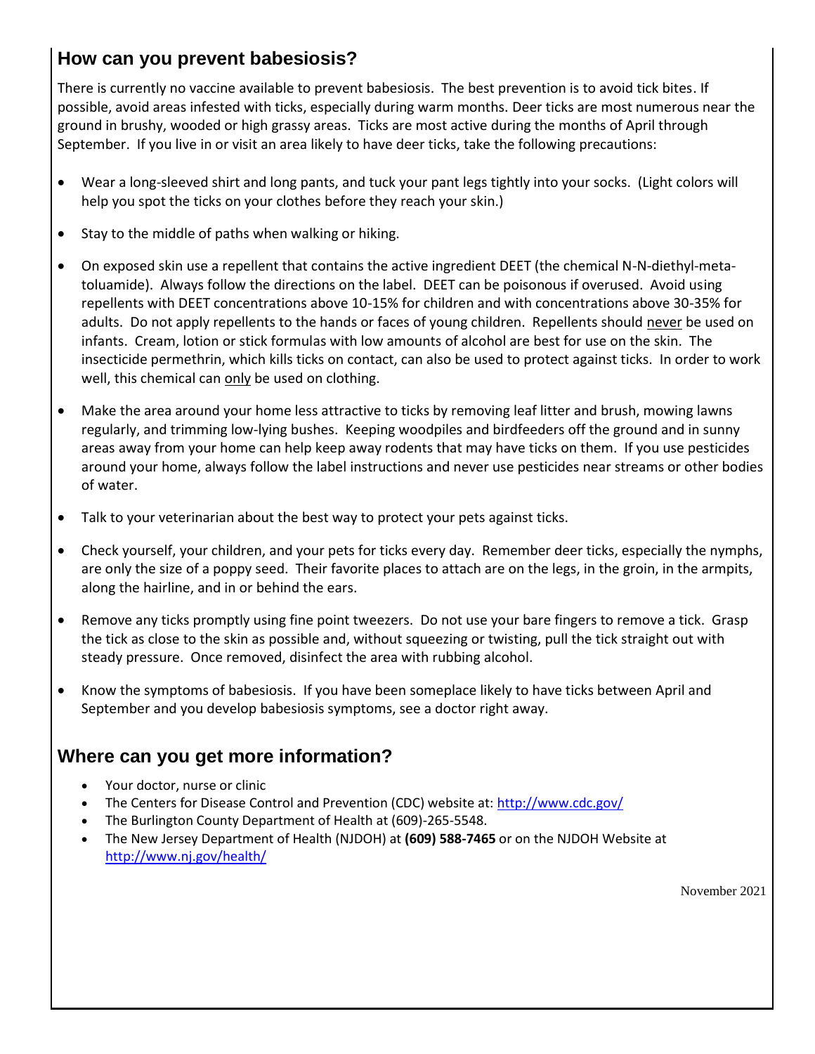## How can you prevent babesiosis?

There is currently no vaccine available to prevent babesiosis. The best prevention is to avoid tick bites. If possible, avoid areas infested with ticks, especially during warm months. Deer ticks are most numerous near the ground in brushy, wooded or high grassy areas. Ticks are most active during the months of April through September. If you live in or visit an area likely to have deer ticks, take the following precautions:

- Wear a long-sleeved shirt and long pants, and tuck your pant legs tightly into your socks. (Light colors will help you spot the ticks on your clothes before they reach your skin.)
- Stay to the middle of paths when walking or hiking.
- On exposed skin use a repellent that contains the active ingredient DEET (the chemical N-N-diethyl-meta-toluamide). Always follow the directions on the label. DEET can be poisonous if overused. Avoid using repellents with DEET concentrations above 10-15% for children and with concentrations above 30-35% for adults. Do not apply repellents to the hands or faces of young children. Repellents should <u>never</u> be used on infants. Cream, lotion or stick formulas with low amounts of alcohol are best for use on the skin. The insecticide permethrin, which kills ticks on contact, can also be used to protect against ticks. In order to work well, this chemical can <u>only</u> be used on clothing.
- Make the area around your home less attractive to ticks by removing leaf litter and brush, mowing lawns regularly, and trimming low-lying bushes. Keeping woodpiles and birdfeeders off the ground and in sunny areas away from your home can help keep away rodents that may have ticks on them. If you use pesticides around your home, always follow the label instructions and never use pesticides near streams or other bodies of water.
- Talk to your veterinarian about the best way to protect your pets against ticks.
- Check yourself, your children, and your pets for ticks every day. Remember deer ticks, especially the nymphs, are only the size of a poppy seed. Their favorite places to attach are on the legs, in the groin, in the armpits, along the hairline, and in or behind the ears.
- Remove any ticks promptly using fine point tweezers. Do not use your bare fingers to remove a tick. Grasp the tick as close to the skin as possible and, without squeezing or twisting, pull the tick straight out with steady pressure. Once removed, disinfect the area with rubbing alcohol.
- Know the symptoms of babesiosis. If you have been someplace likely to have ticks between April and September and you develop babesiosis symptoms, see a doctor right away.

## Where can you get more information?

- Your doctor, nurse or clinic
- The Centers for Disease Control and Prevention (CDC) website at: http://www.cdc.gov/
- The Burlington County Department of Health at (609)-265-5548.
- The New Jersey Department of Health (NJDOH) at **(609) 588-7465** or on the NJDOH Website at http://www.nj.gov/health/

November 2021